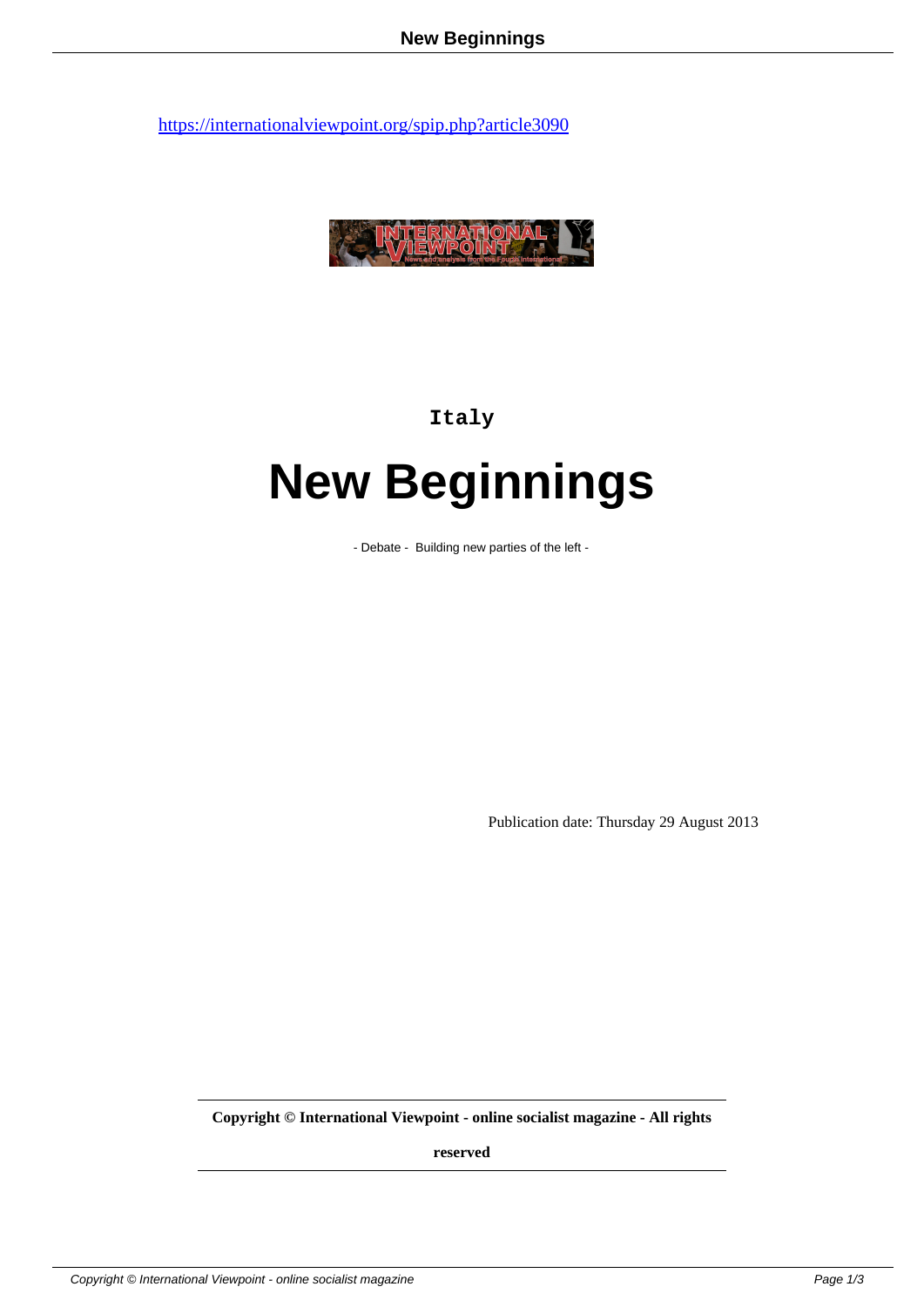https://internationalviewpoint.org/spip.php?article3090

Italy

# New Beginnings

- Debate - Building new parties of the left -

Publication date: Thursday 29 August 2013

**Copyright © International Viewpoint - online socialist magazine - All rights reserved**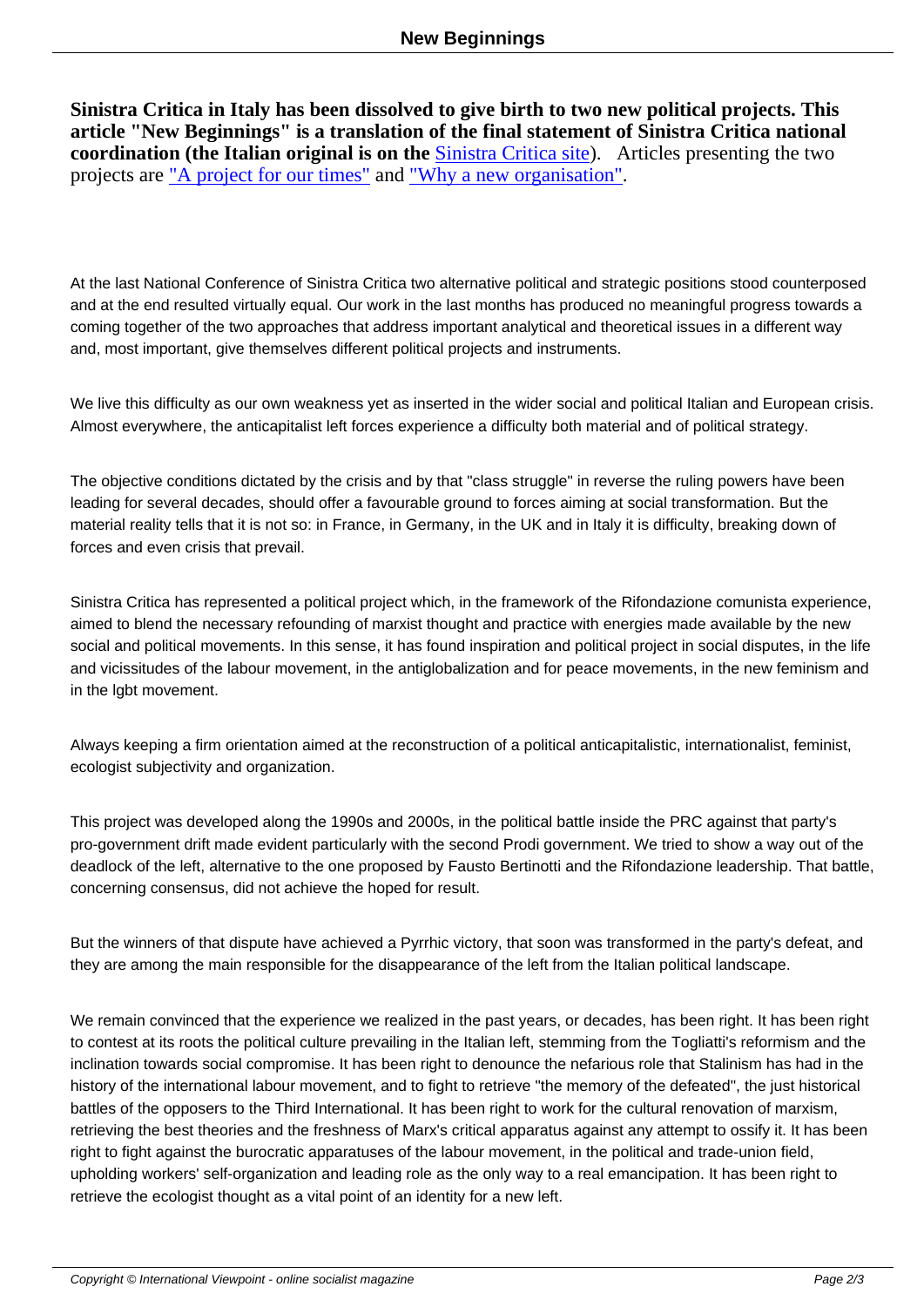**Sinistra Critica in Italy has been dissolved to give birth to two new political projects. This article "New Beginnings" is a translation of the final statement of Sinistra Critica national coordination (the Italian original is on the Sinistra Critica site).** Articles presenting the two projects are "A project for our times" and "Why a new organisation".

At the last National Conference of Sinistra Critica two alternative political and strategic positions stood counterposed and at the end resulted virtually equal. Our work in the last months has produced no meaningful progress towards a coming together of the two approaches that address important analytical and theoretical issues in a different way and, most important, give themselves different political projects and instruments.

We live this difficulty as our own weakness yet as inserted in the wider social and political Italian and European crisis. Almost everywhere, the anticapitalist left forces experience a difficulty both material and of political strategy.

The objective conditions dictated by the crisis and by that "class struggle" in reverse the ruling powers have been leading for several decades, should offer a favourable ground to forces aiming at social transformation. But the material reality tells that it is not so: in France, in Germany, in the UK and in Italy it is difficulty, breaking down of forces and even crisis that prevail.

Sinistra Critica has represented a political project which, in the framework of the Rifondazione comunista experience, aimed to blend the necessary refounding of marxist thought and practice with energies made available by the new social and political movements. In this sense, it has found inspiration and political project in social disputes, in the life and vicissitudes of the labour movement, in the antiglobalization and for peace movements, in the new feminism and in the lgbt movement.

Always keeping a firm orientation aimed at the reconstruction of a political anticapitalistic, internationalist, feminist, ecologist subjectivity and organization.

This project was developed along the 1990s and 2000s, in the political battle inside the PRC against that party's pro-government drift made evident particularly with the second Prodi government. We tried to show a way out of the deadlock of the left, alternative to the one proposed by Fausto Bertinotti and the Rifondazione leadership. That battle, concerning consensus, did not achieve the hoped for result.

But the winners of that dispute have achieved a Pyrrhic victory, that soon was transformed in the party's defeat, and they are among the main responsible for the disappearance of the left from the Italian political landscape.

We remain convinced that the experience we realized in the past years, or decades, has been right. It has been right to contest at its roots the political culture prevailing in the Italian left, stemming from the Togliatti's reformism and the inclination towards social compromise. It has been right to denounce the nefarious role that Stalinism has had in the history of the international labour movement, and to fight to retrieve "the memory of the defeated", the just historical battles of the opposers to the Third International. It has been right to work for the cultural renovation of marxism, retrieving the best theories and the freshness of Marx's critical apparatus against any attempt to ossify it. It has been right to fight against the burocratic apparatuses of the labour movement, in the political and trade-union field, upholding workers' self-organization and leading role as the only way to a real emancipation. It has been right to retrieve the ecologist thought as a vital point of an identity for a new left.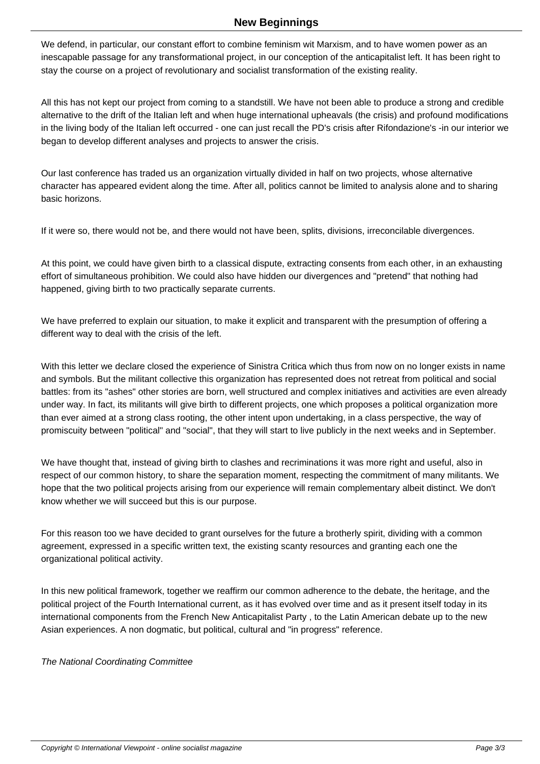We defend, in particular, our constant effort to combine feminism wit Marxism, and to have women power as an inescapable passage for any transformational project, in our conception of the anticapitalist left. It has been right to stay the course on a project of revolutionary and socialist transformation of the existing reality.

All this has not kept our project from coming to a standstill. We have not been able to produce a strong and credible alternative to the drift of the Italian left and when huge international upheavals (the crisis) and profound modifications in the living body of the Italian left occurred - one can just recall the PD's crisis after Rifondazione's -in our interior we began to develop different analyses and projects to answer the crisis.

Our last conference has traded us an organization virtually divided in half on two projects, whose alternative character has appeared evident along the time. After all, politics cannot be limited to analysis alone and to sharing basic horizons.

If it were so, there would not be, and there would not have been, splits, divisions, irreconcilable divergences.

At this point, we could have given birth to a classical dispute, extracting consents from each other, in an exhausting effort of simultaneous prohibition. We could also have hidden our divergences and "pretend" that nothing had happened, giving birth to two practically separate currents.

We have preferred to explain our situation, to make it explicit and transparent with the presumption of offering a different way to deal with the crisis of the left.

With this letter we declare closed the experience of Sinistra Critica which thus from now on no longer exists in name and symbols. But the militant collective this organization has represented does not retreat from political and social battles: from its "ashes" other stories are born, well structured and complex initiatives and activities are even already under way. In fact, its militants will give birth to different projects, one which proposes a political organization more than ever aimed at a strong class rooting, the other intent upon undertaking, in a class perspective, the way of promiscuity between "political" and "social", that they will start to live publicly in the next weeks and in September.

We have thought that, instead of giving birth to clashes and recriminations it was more right and useful, also in respect of our common history, to share the separation moment, respecting the commitment of many militants. We hope that the two political projects arising from our experience will remain complementary albeit distinct. We don't know whether we will succeed but this is our purpose.

For this reason too we have decided to grant ourselves for the future a brotherly spirit, dividing with a common agreement, expressed in a specific written text, the existing scanty resources and granting each one the organizational political activity.

In this new political framework, together we reaffirm our common adherence to the debate, the heritage, and the political project of the Fourth International current, as it has evolved over time and as it present itself today in its international components from the French New Anticapitalist Party , to the Latin American debate up to the new Asian experiences. A non dogmatic, but political, cultural and "in progress" reference.

*The National Coordinating Committee*